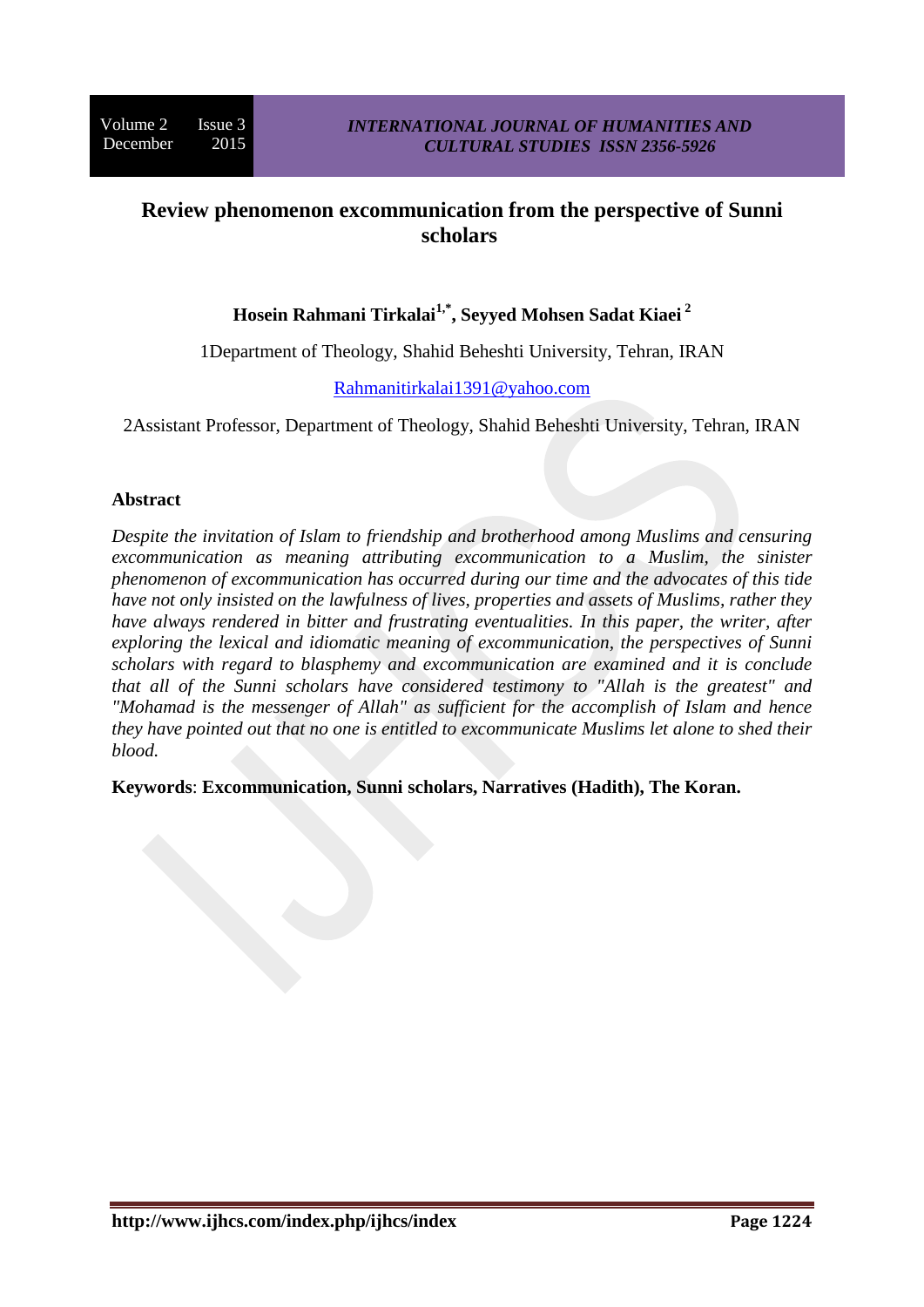# Review phenomenon excommunication from the perspective of Sunni scholars

**Hosein Rahmani Tirkalai[1,*], Seyyed Mohsen Sadat Kiaei[2]**

1Department of Theology, Shahid Beheshti University, Tehran, IRAN

Rahmanitirkalai1391@yahoo.com

2Assistant Professor, Department of Theology, Shahid Beheshti University, Tehran, IRAN

## Abstract

*Despite the invitation of Islam to friendship and brotherhood among Muslims and censuring excommunication as meaning attributing excommunication to a Muslim, the sinister phenomenon of excommunication has occurred during our time and the advocates of this tide have not only insisted on the lawfulness of lives, properties and assets of Muslims, rather they have always rendered in bitter and frustrating eventualities. In this paper, the writer, after exploring the lexical and idiomatic meaning of excommunication, the perspectives of Sunni scholars with regard to blasphemy and excommunication are examined and it is conclude that all of the Sunni scholars have considered testimony to "Allah is the greatest" and "Mohamad is the messenger of Allah" as sufficient for the accomplish of Islam and hence they have pointed out that no one is entitled to excommunicate Muslims let alone to shed their blood.*

**Keywords**: **Excommunication, Sunni scholars, Narratives (Hadith), The Koran.**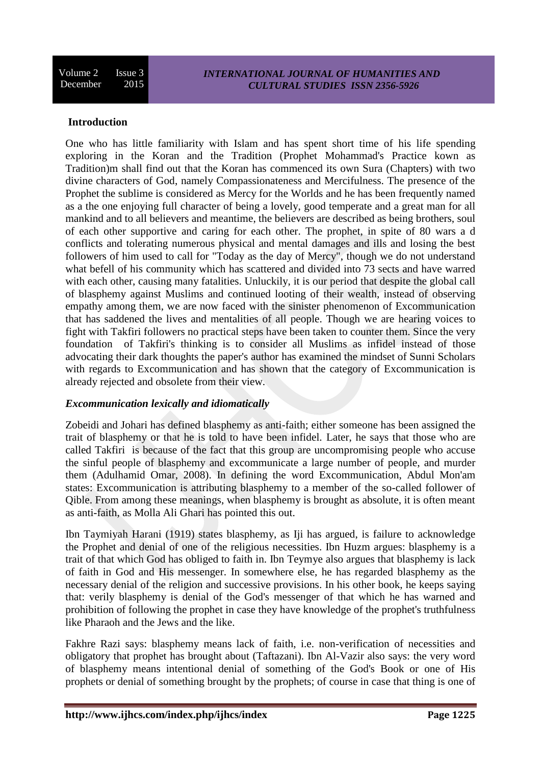**Introduction**

One who has little familiarity with Islam and has spent short time of his life spending exploring in the Koran and the Tradition (Prophet Mohammad's Practice kown as Tradition)m shall find out that the Koran has commenced its own Sura (Chapters) with two divine characters of God, namely Compassionateness and Mercifulness. The presence of the Prophet the sublime is considered as Mercy for the Worlds and he has been frequently named as a the one enjoying full character of being a lovely, good temperate and a great man for all mankind and to all believers and meantime, the believers are described as being brothers, soul of each other supportive and caring for each other. The prophet, in spite of 80 wars a d conflicts and tolerating numerous physical and mental damages and ills and losing the best followers of him used to call for "Today as the day of Mercy", though we do not understand what befell of his community which has scattered and divided into 73 sects and have warred with each other, causing many fatalities. Unluckily, it is our period that despite the global call of blasphemy against Muslims and continued looting of their wealth, instead of observing empathy among them, we are now faced with the sinister phenomenon of Excommunication that has saddened the lives and mentalities of all people. Though we are hearing voices to fight with Takfiri followers no practical steps have been taken to counter them. Since the very foundation of Takfiri's thinking is to consider all Muslims as infidel instead of those advocating their dark thoughts the paper's author has examined the mindset of Sunni Scholars with regards to Excommunication and has shown that the category of Excommunication is already rejected and obsolete from their view.

***Excommunication lexically and idiomatically***

Zobeidi and Johari has defined blasphemy as anti-faith; either someone has been assigned the trait of blasphemy or that he is told to have been infidel. Later, he says that those who are called Takfiri is because of the fact that this group are uncompromising people who accuse the sinful people of blasphemy and excommunicate a large number of people, and murder them (Adulhamid Omar, 2008). In defining the word Excommunication, Abdul Mon'am states: Excommunication is attributing blasphemy to a member of the so-called follower of Qible. From among these meanings, when blasphemy is brought as absolute, it is often meant as anti-faith, as Molla Ali Ghari has pointed this out.

Ibn Taymiyah Harani (1919) states blasphemy, as Iji has argued, is failure to acknowledge the Prophet and denial of one of the religious necessities. Ibn Huzm argues: blasphemy is a trait of that which God has obliged to faith in. Ibn Teymye also argues that blasphemy is lack of faith in God and His messenger. In somewhere else, he has regarded blasphemy as the necessary denial of the religion and successive provisions. In his other book, he keeps saying that: verily blasphemy is denial of the God's messenger of that which he has warned and prohibition of following the prophet in case they have knowledge of the prophet's truthfulness like Pharaoh and the Jews and the like.

Fakhre Razi says: blasphemy means lack of faith, i.e. non-verification of necessities and obligatory that prophet has brought about (Taftazani). Ibn Al-Vazir also says: the very word of blasphemy means intentional denial of something of the God's Book or one of His prophets or denial of something brought by the prophets; of course in case that thing is one of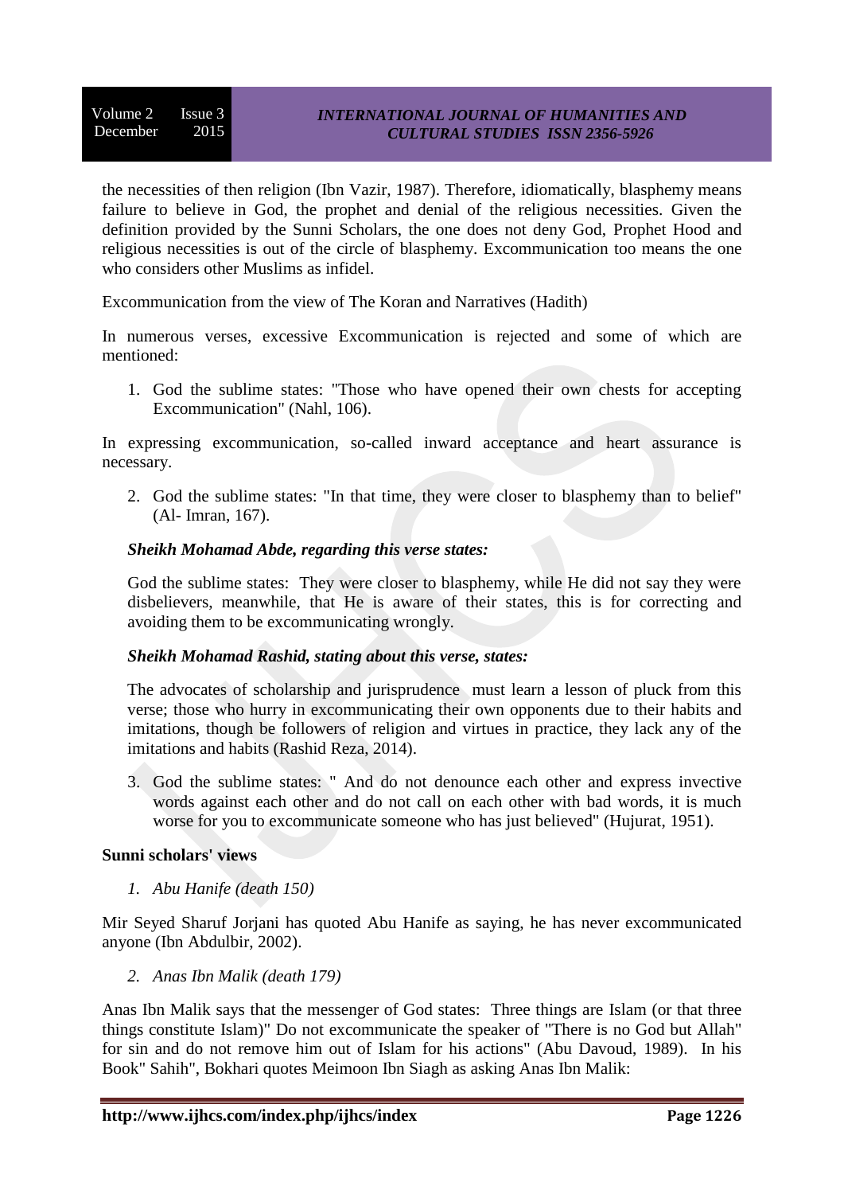the necessities of then religion (Ibn Vazir, 1987). Therefore, idiomatically, blasphemy means failure to believe in God, the prophet and denial of the religious necessities. Given the definition provided by the Sunni Scholars, the one does not deny God, Prophet Hood and religious necessities is out of the circle of blasphemy. Excommunication too means the one who considers other Muslims as infidel.

Excommunication from the view of The Koran and Narratives (Hadith)

In numerous verses, excessive Excommunication is rejected and some of which are mentioned:

1. God the sublime states: "Those who have opened their own chests for accepting Excommunication" (Nahl, 106).

In expressing excommunication, so-called inward acceptance and heart assurance is necessary.

2. God the sublime states: "In that time, they were closer to blasphemy than to belief" (Al- Imran, 167).

> ***Sheikh Mohamad Abde, regarding this verse states:***
>
> God the sublime states: They were closer to blasphemy, while He did not say they were disbelievers, meanwhile, that He is aware of their states, this is for correcting and avoiding them to be excommunicating wrongly.
>
> ***Sheikh Mohamad Rashid, stating about this verse, states:***
>
> The advocates of scholarship and jurisprudence must learn a lesson of pluck from this verse; those who hurry in excommunicating their own opponents due to their habits and imitations, though be followers of religion and virtues in practice, they lack any of the imitations and habits (Rashid Reza, 2014).

3. God the sublime states: " And do not denounce each other and express invective words against each other and do not call on each other with bad words, it is much worse for you to excommunicate someone who has just believed" (Hujurat, 1951).

**Sunni scholars' views**

*1. Abu Hanife (death 150)*

Mir Seyed Sharuf Jorjani has quoted Abu Hanife as saying, he has never excommunicated anyone (Ibn Abdulbir, 2002).

*2. Anas Ibn Malik (death 179)*

Anas Ibn Malik says that the messenger of God states: Three things are Islam (or that three things constitute Islam)" Do not excommunicate the speaker of "There is no God but Allah" for sin and do not remove him out of Islam for his actions" (Abu Davoud, 1989). In his Book" Sahih", Bokhari quotes Meimoon Ibn Siagh as asking Anas Ibn Malik: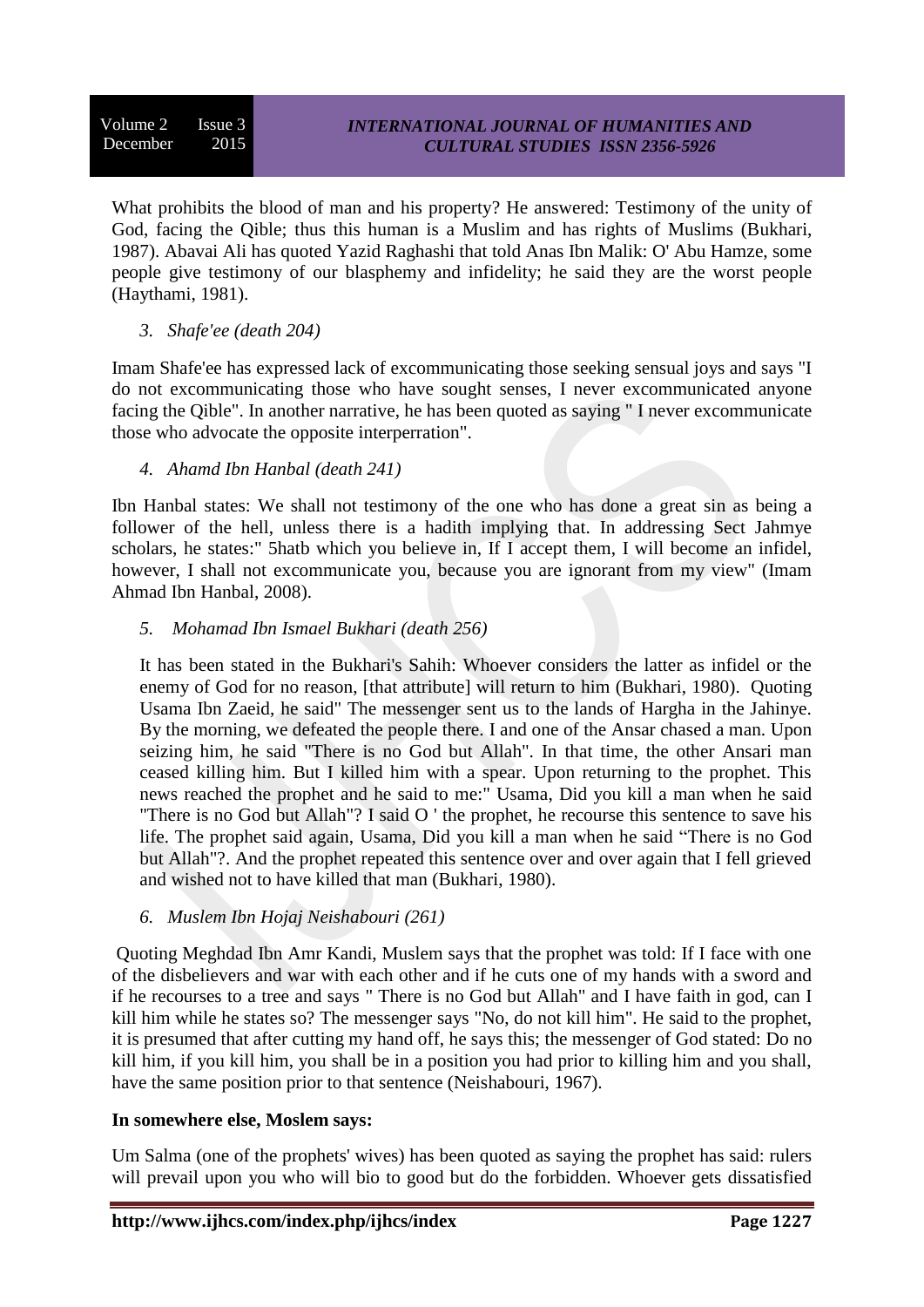What prohibits the blood of man and his property? He answered: Testimony of the unity of God, facing the Qible; thus this human is a Muslim and has rights of Muslims (Bukhari, 1987). Abavai Ali has quoted Yazid Raghashi that told Anas Ibn Malik: O' Abu Hamze, some people give testimony of our blasphemy and infidelity; he said they are the worst people (Haythami, 1981).

3. *Shafe'ee (death 204)*

Imam Shafe'ee has expressed lack of excommunicating those seeking sensual joys and says "I do not excommunicating those who have sought senses, I never excommunicated anyone facing the Qible". In another narrative, he has been quoted as saying " I never excommunicate those who advocate the opposite interperration".

4. *Ahamd Ibn Hanbal (death 241)*

Ibn Hanbal states: We shall not testimony of the one who has done a great sin as being a follower of the hell, unless there is a hadith implying that. In addressing Sect Jahmye scholars, he states:" 5hatb which you believe in, If I accept them, I will become an infidel, however, I shall not excommunicate you, because you are ignorant from my view" (Imam Ahmad Ibn Hanbal, 2008).

5. *Mohamad Ibn Ismael Bukhari (death 256)*

It has been stated in the Bukhari's Sahih: Whoever considers the latter as infidel or the enemy of God for no reason, [that attribute] will return to him (Bukhari, 1980). Quoting Usama Ibn Zaeid, he said" The messenger sent us to the lands of Hargha in the Jahinye. By the morning, we defeated the people there. I and one of the Ansar chased a man. Upon seizing him, he said "There is no God but Allah". In that time, the other Ansari man ceased killing him. But I killed him with a spear. Upon returning to the prophet. This news reached the prophet and he said to me:" Usama, Did you kill a man when he said "There is no God but Allah"? I said O ' the prophet, he recourse this sentence to save his life. The prophet said again, Usama, Did you kill a man when he said "There is no God but Allah"?. And the prophet repeated this sentence over and over again that I fell grieved and wished not to have killed that man (Bukhari, 1980).

6. *Muslem Ibn Hojaj Neishabouri (261)*

Quoting Meghdad Ibn Amr Kandi, Muslem says that the prophet was told: If I face with one of the disbelievers and war with each other and if he cuts one of my hands with a sword and if he recourses to a tree and says " There is no God but Allah" and I have faith in god, can I kill him while he states so? The messenger says "No, do not kill him". He said to the prophet, it is presumed that after cutting my hand off, he says this; the messenger of God stated: Do no kill him, if you kill him, you shall be in a position you had prior to killing him and you shall, have the same position prior to that sentence (Neishabouri, 1967).

**In somewhere else, Moslem says:**

Um Salma (one of the prophets' wives) has been quoted as saying the prophet has said: rulers will prevail upon you who will bio to good but do the forbidden. Whoever gets dissatisfied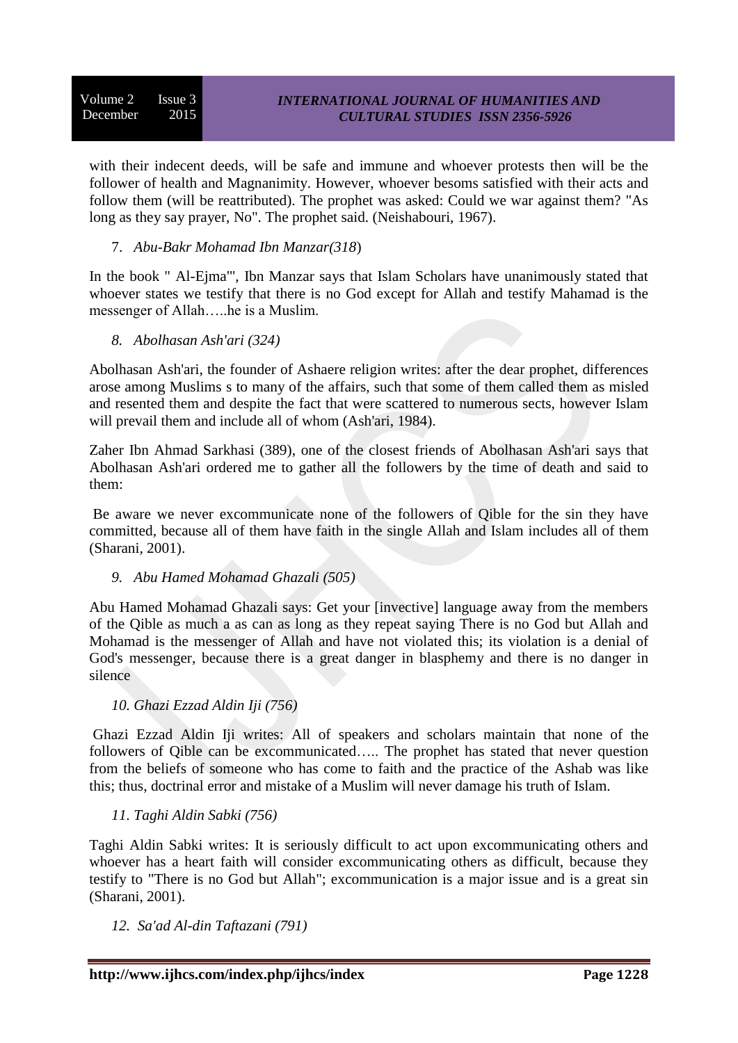with their indecent deeds, will be safe and immune and whoever protests then will be the follower of health and Magnanimity. However, whoever besoms satisfied with their acts and follow them (will be reattributed). The prophet was asked: Could we war against them? "As long as they say prayer, No". The prophet said. (Neishabouri, 1967).

7. *Abu-Bakr Mohamad Ibn Manzar(318*)

In the book " Al-Ejma'", Ibn Manzar says that Islam Scholars have unanimously stated that whoever states we testify that there is no God except for Allah and testify Mahamad is the messenger of Allah…..he is a Muslim.

8. *Abolhasan Ash'ari (324)*

Abolhasan Ash'ari, the founder of Ashaere religion writes: after the dear prophet, differences arose among Muslims s to many of the affairs, such that some of them called them as misled and resented them and despite the fact that were scattered to numerous sects, however Islam will prevail them and include all of whom (Ash'ari, 1984).

Zaher Ibn Ahmad Sarkhasi (389), one of the closest friends of Abolhasan Ash'ari says that Abolhasan Ash'ari ordered me to gather all the followers by the time of death and said to them:

Be aware we never excommunicate none of the followers of Qible for the sin they have committed, because all of them have faith in the single Allah and Islam includes all of them (Sharani, 2001).

9. *Abu Hamed Mohamad Ghazali (505)*

Abu Hamed Mohamad Ghazali says: Get your [invective] language away from the members of the Qible as much a as can as long as they repeat saying There is no God but Allah and Mohamad is the messenger of Allah and have not violated this; its violation is a denial of God's messenger, because there is a great danger in blasphemy and there is no danger in silence

10. *Ghazi Ezzad Aldin Iji (756)*

Ghazi Ezzad Aldin Iji writes: All of speakers and scholars maintain that none of the followers of Qible can be excommunicated….. The prophet has stated that never question from the beliefs of someone who has come to faith and the practice of the Ashab was like this; thus, doctrinal error and mistake of a Muslim will never damage his truth of Islam.

11. *Taghi Aldin Sabki (756)*

Taghi Aldin Sabki writes: It is seriously difficult to act upon excommunicating others and whoever has a heart faith will consider excommunicating others as difficult, because they testify to "There is no God but Allah"; excommunication is a major issue and is a great sin (Sharani, 2001).

12. *Sa'ad Al-din Taftazani (791)*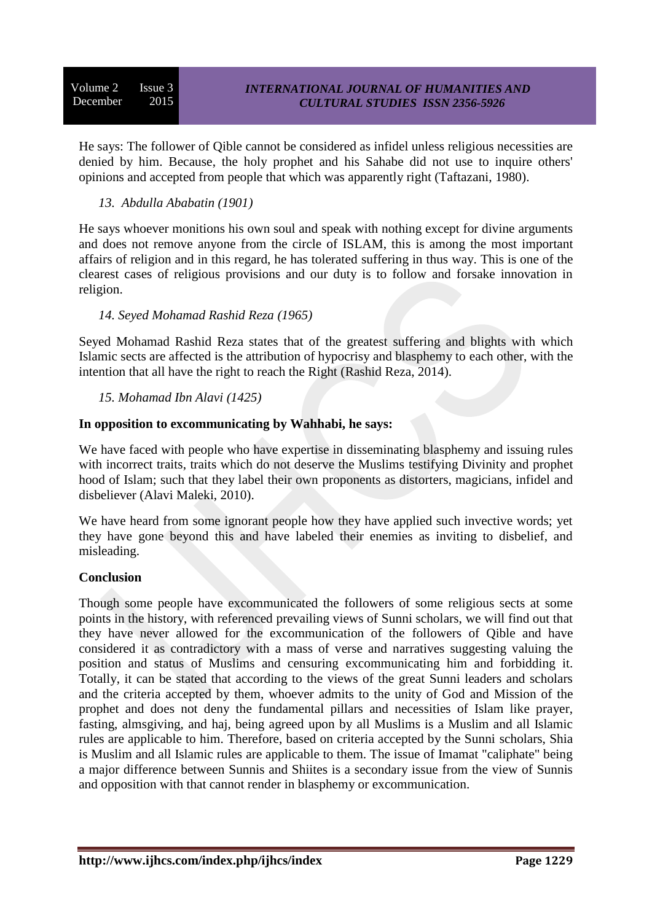He says: The follower of Qible cannot be considered as infidel unless religious necessities are denied by him. Because, the holy prophet and his Sahabe did not use to inquire others' opinions and accepted from people that which was apparently right (Taftazani, 1980).

*13. Abdulla Ababatin (1901)*

He says whoever monitions his own soul and speak with nothing except for divine arguments and does not remove anyone from the circle of ISLAM, this is among the most important affairs of religion and in this regard, he has tolerated suffering in thus way. This is one of the clearest cases of religious provisions and our duty is to follow and forsake innovation in religion.

*14. Seyed Mohamad Rashid Reza (1965)*

Seyed Mohamad Rashid Reza states that of the greatest suffering and blights with which Islamic sects are affected is the attribution of hypocrisy and blasphemy to each other, with the intention that all have the right to reach the Right (Rashid Reza, 2014).

*15. Mohamad Ibn Alavi (1425)*

**In opposition to excommunicating by Wahhabi, he says:**

We have faced with people who have expertise in disseminating blasphemy and issuing rules with incorrect traits, traits which do not deserve the Muslims testifying Divinity and prophet hood of Islam; such that they label their own proponents as distorters, magicians, infidel and disbeliever (Alavi Maleki, 2010).

We have heard from some ignorant people how they have applied such invective words; yet they have gone beyond this and have labeled their enemies as inviting to disbelief, and misleading.

**Conclusion**

Though some people have excommunicated the followers of some religious sects at some points in the history, with referenced prevailing views of Sunni scholars, we will find out that they have never allowed for the excommunication of the followers of Qible and have considered it as contradictory with a mass of verse and narratives suggesting valuing the position and status of Muslims and censuring excommunicating him and forbidding it. Totally, it can be stated that according to the views of the great Sunni leaders and scholars and the criteria accepted by them, whoever admits to the unity of God and Mission of the prophet and does not deny the fundamental pillars and necessities of Islam like prayer, fasting, almsgiving, and haj, being agreed upon by all Muslims is a Muslim and all Islamic rules are applicable to him. Therefore, based on criteria accepted by the Sunni scholars, Shia is Muslim and all Islamic rules are applicable to them. The issue of Imamat "caliphate" being a major difference between Sunnis and Shiites is a secondary issue from the view of Sunnis and opposition with that cannot render in blasphemy or excommunication.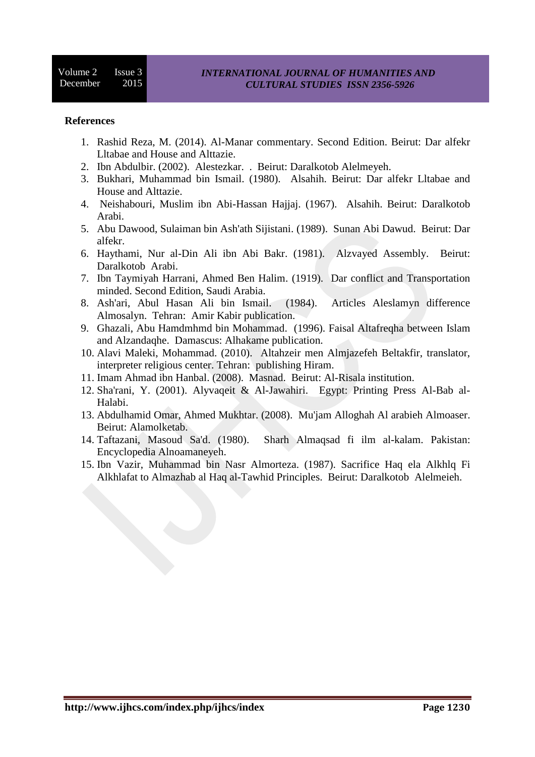**References**

1. Rashid Reza, M. (2014). Al-Manar commentary. Second Edition. Beirut: Dar alfekr Lltabae and House and Alttazie.
2. Ibn Abdulbir. (2002). Alestezkar. . Beirut: Daralkotob Alelmeyeh.
3. Bukhari, Muhammad bin Ismail. (1980). Alsahih. Beirut: Dar alfekr Lltabae and House and Alttazie.
4. Neishabouri, Muslim ibn Abi-Hassan Hajjaj. (1967). Alsahih. Beirut: Daralkotob Arabi.
5. Abu Dawood, Sulaiman bin Ash'ath Sijistani. (1989). Sunan Abi Dawud. Beirut: Dar alfekr.
6. Haythami, Nur al-Din Ali ibn Abi Bakr. (1981). Alzvayed Assembly. Beirut: Daralkotob Arabi.
7. Ibn Taymiyah Harrani, Ahmed Ben Halim. (1919). Dar conflict and Transportation minded. Second Edition, Saudi Arabia.
8. Ash'ari, Abul Hasan Ali bin Ismail. (1984). Articles Aleslamyn difference Almosalyn. Tehran: Amir Kabir publication.
9. Ghazali, Abu Hamdmhmd bin Mohammad. (1996). Faisal Altafreqha between Islam and Alzandaqhe. Damascus: Alhakame publication.
10. Alavi Maleki, Mohammad. (2010). Altahzeir men Almjazefeh Beltakfir, translator, interpreter religious center. Tehran: publishing Hiram.
11. Imam Ahmad ibn Hanbal. (2008). Masnad. Beirut: Al-Risala institution.
12. Sha'rani, Y. (2001). Alyvaqeit & Al-Jawahiri. Egypt: Printing Press Al-Bab al-Halabi.
13. Abdulhamid Omar, Ahmed Mukhtar. (2008). Mu'jam Alloghah Al arabieh Almoaser. Beirut: Alamolketab.
14. Taftazani, Masoud Sa'd. (1980). Sharh Almaqsad fi ilm al-kalam. Pakistan: Encyclopedia Alnoamaneyeh.
15. Ibn Vazir, Muhammad bin Nasr Almorteza. (1987). Sacrifice Haq ela Alkhlq Fi Alkhlafat to Almazhab al Haq al-Tawhid Principles. Beirut: Daralkotob Alelmeieh.